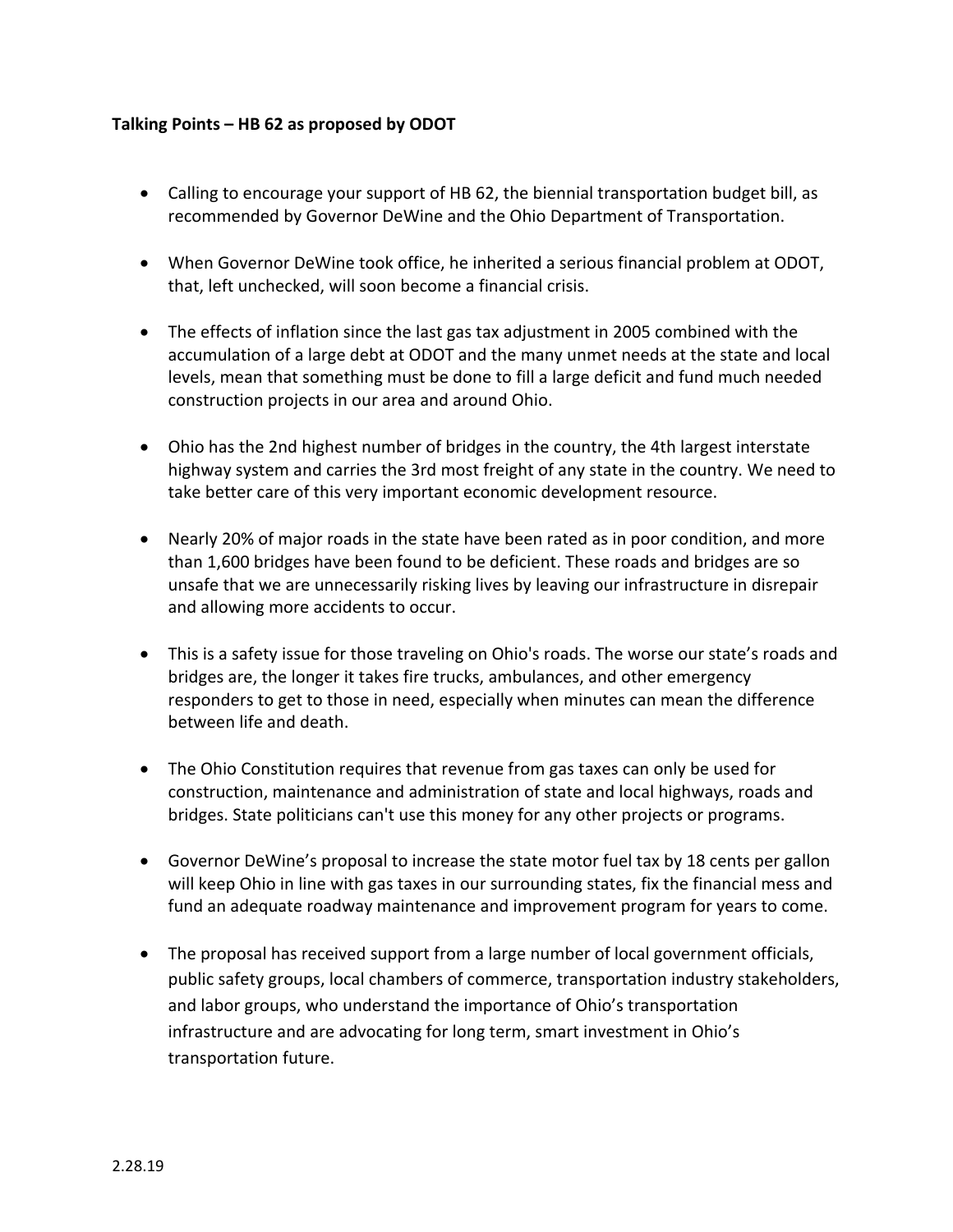**Talking Points – HB 62 as proposed by ODOT**

- Calling to encourage your support of HB 62, the biennial transportation budget bill, as recommended by Governor DeWine and the Ohio Department of Transportation.

- When Governor DeWine took office, he inherited a serious financial problem at ODOT, that, left unchecked, will soon become a financial crisis.

- The effects of inflation since the last gas tax adjustment in 2005 combined with the accumulation of a large debt at ODOT and the many unmet needs at the state and local levels, mean that something must be done to fill a large deficit and fund much needed construction projects in our area and around Ohio.

- Ohio has the 2nd highest number of bridges in the country, the 4th largest interstate highway system and carries the 3rd most freight of any state in the country. We need to take better care of this very important economic development resource.

- Nearly 20% of major roads in the state have been rated as in poor condition, and more than 1,600 bridges have been found to be deficient. These roads and bridges are so unsafe that we are unnecessarily risking lives by leaving our infrastructure in disrepair and allowing more accidents to occur.

- This is a safety issue for those traveling on Ohio's roads. The worse our state's roads and bridges are, the longer it takes fire trucks, ambulances, and other emergency responders to get to those in need, especially when minutes can mean the difference between life and death.

- The Ohio Constitution requires that revenue from gas taxes can only be used for construction, maintenance and administration of state and local highways, roads and bridges. State politicians can't use this money for any other projects or programs.

- Governor DeWine's proposal to increase the state motor fuel tax by 18 cents per gallon will keep Ohio in line with gas taxes in our surrounding states, fix the financial mess and fund an adequate roadway maintenance and improvement program for years to come.

- The proposal has received support from a large number of local government officials, public safety groups, local chambers of commerce, transportation industry stakeholders, and labor groups, who understand the importance of Ohio's transportation infrastructure and are advocating for long term, smart investment in Ohio's transportation future.

2.28.19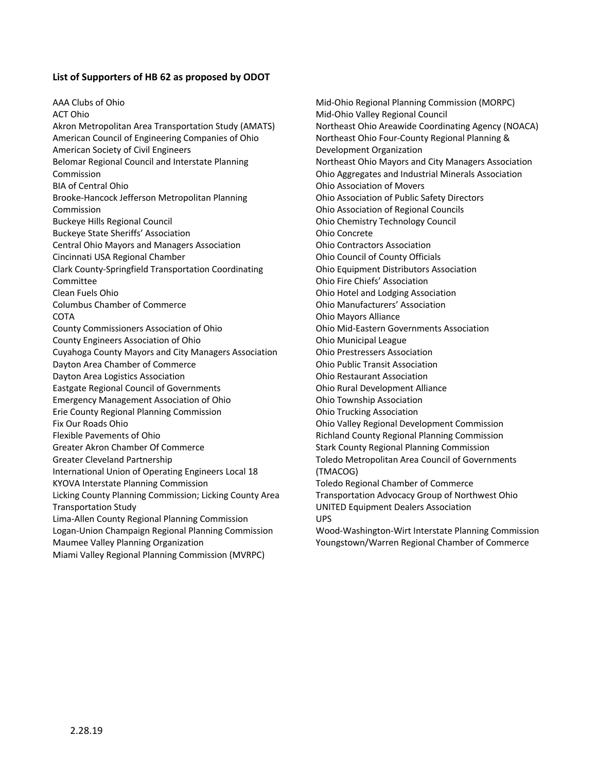**List of Supporters of HB 62 as proposed by ODOT**

AAA Clubs of Ohio
ACT Ohio
Akron Metropolitan Area Transportation Study (AMATS)
American Council of Engineering Companies of Ohio
American Society of Civil Engineers
Belomar Regional Council and Interstate Planning Commission
BIA of Central Ohio
Brooke-Hancock Jefferson Metropolitan Planning Commission
Buckeye Hills Regional Council
Buckeye State Sheriffs' Association
Central Ohio Mayors and Managers Association
Cincinnati USA Regional Chamber
Clark County-Springfield Transportation Coordinating Committee
Clean Fuels Ohio
Columbus Chamber of Commerce
COTA
County Commissioners Association of Ohio
County Engineers Association of Ohio
Cuyahoga County Mayors and City Managers Association
Dayton Area Chamber of Commerce
Dayton Area Logistics Association
Eastgate Regional Council of Governments
Emergency Management Association of Ohio
Erie County Regional Planning Commission
Fix Our Roads Ohio
Flexible Pavements of Ohio
Greater Akron Chamber Of Commerce
Greater Cleveland Partnership
International Union of Operating Engineers Local 18
KYOVA Interstate Planning Commission
Licking County Planning Commission; Licking County Area Transportation Study
Lima-Allen County Regional Planning Commission
Logan-Union Champaign Regional Planning Commission
Maumee Valley Planning Organization
Miami Valley Regional Planning Commission (MVRPC)
Mid-Ohio Regional Planning Commission (MORPC)
Mid-Ohio Valley Regional Council
Northeast Ohio Areawide Coordinating Agency (NOACA)
Northeast Ohio Four-County Regional Planning & Development Organization
Northeast Ohio Mayors and City Managers Association
Ohio Aggregates and Industrial Minerals Association
Ohio Association of Movers
Ohio Association of Public Safety Directors
Ohio Association of Regional Councils
Ohio Chemistry Technology Council
Ohio Concrete
Ohio Contractors Association
Ohio Council of County Officials
Ohio Equipment Distributors Association
Ohio Fire Chiefs' Association
Ohio Hotel and Lodging Association
Ohio Manufacturers' Association
Ohio Mayors Alliance
Ohio Mid-Eastern Governments Association
Ohio Municipal League
Ohio Prestressers Association
Ohio Public Transit Association
Ohio Restaurant Association
Ohio Rural Development Alliance
Ohio Township Association
Ohio Trucking Association
Ohio Valley Regional Development Commission
Richland County Regional Planning Commission
Stark County Regional Planning Commission
Toledo Metropolitan Area Council of Governments (TMACOG)
Toledo Regional Chamber of Commerce
Transportation Advocacy Group of Northwest Ohio
UNITED Equipment Dealers Association
UPS
Wood-Washington-Wirt Interstate Planning Commission
Youngstown/Warren Regional Chamber of Commerce

2.28.19